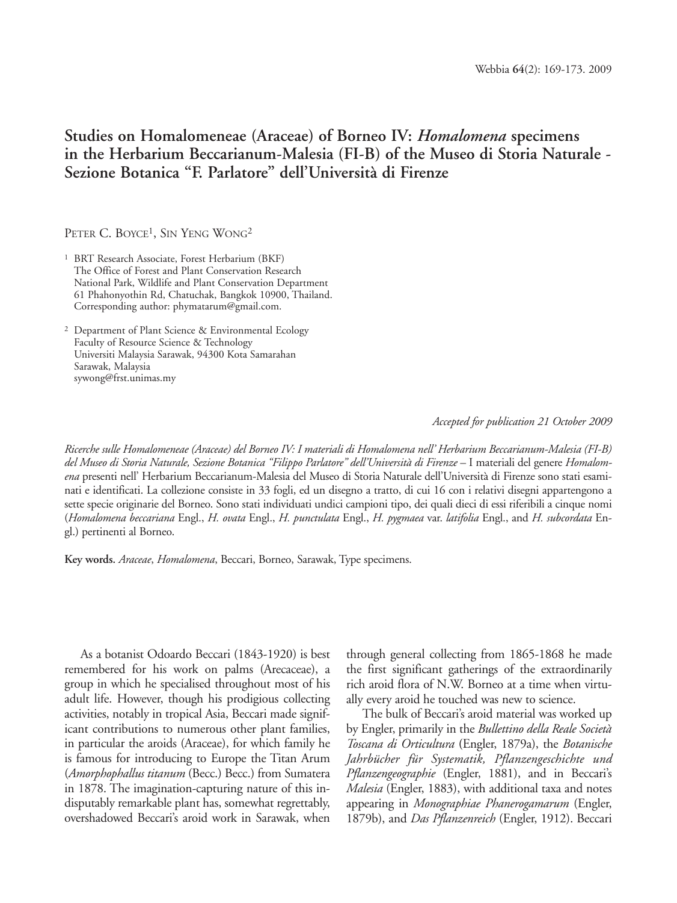# Studies on Homalomeneae (Araceae) of Borneo IV: *Homalomena* specimens in the Herbarium Beccarianum-Malesia (FI-B) of the Museo di Storia Naturale - Sezione Botanica "F. Parlatore" dell'Università di Firenze

Peter C. Boyce[1], Sin Yeng Wong[2]

[1] BRT Research Associate, Forest Herbarium (BKF)
The Office of Forest and Plant Conservation Research
National Park, Wildlife and Plant Conservation Department
61 Phahonyothin Rd, Chatuchak, Bangkok 10900, Thailand.
Corresponding author: phymatarum@gmail.com.

[2] Department of Plant Science & Environmental Ecology
Faculty of Resource Science & Technology
Universiti Malaysia Sarawak, 94300 Kota Samarahan
Sarawak, Malaysia
sywong@frst.unimas.my

*Accepted for publication 21 October 2009*

*Ricerche sulle Homalomeneae (Araceae) del Borneo IV: I materiali di Homalomena nell' Herbarium Beccarianum-Malesia (FI-B) del Museo di Storia Naturale, Sezione Botanica "Filippo Parlatore" dell'Università di Firenze* – I materiali del genere *Homalomena* presenti nell' Herbarium Beccarianum-Malesia del Museo di Storia Naturale dell'Università di Firenze sono stati esaminati e identificati. La collezione consiste in 33 fogli, ed un disegno a tratto, di cui 16 con i relativi disegni appartengono a sette specie originarie del Borneo. Sono stati individuati undici campioni tipo, dei quali dieci di essi riferibili a cinque nomi (*Homalomena beccariana* Engl., *H. ovata* Engl., *H. punctulata* Engl., *H. pygmaea* var. *latifolia* Engl., and *H. subcordata* Engl.) pertinenti al Borneo.

**Key words.** *Araceae*, *Homalomena*, Beccari, Borneo, Sarawak, Type specimens.

As a botanist Odoardo Beccari (1843-1920) is best remembered for his work on palms (Arecaceae), a group in which he specialised throughout most of his adult life. However, though his prodigious collecting activities, notably in tropical Asia, Beccari made significant contributions to numerous other plant families, in particular the aroids (Araceae), for which family he is famous for introducing to Europe the Titan Arum (*Amorphophallus titanum* (Becc.) Becc.) from Sumatera in 1878. The imagination-capturing nature of this indisputably remarkable plant has, somewhat regrettably, overshadowed Beccari's aroid work in Sarawak, when through general collecting from 1865-1868 he made the first significant gatherings of the extraordinarily rich aroid flora of N.W. Borneo at a time when virtually every aroid he touched was new to science.

The bulk of Beccari's aroid material was worked up by Engler, primarily in the *Bullettino della Reale Società Toscana di Orticultura* (Engler, 1879a), the *Botanische Jahrbücher für Systematik, Pflanzengeschichte und Pflanzengeographie* (Engler, 1881), and in Beccari's *Malesia* (Engler, 1883), with additional taxa and notes appearing in *Monographiae Phanerogamarum* (Engler, 1879b), and *Das Pflanzenreich* (Engler, 1912). Beccari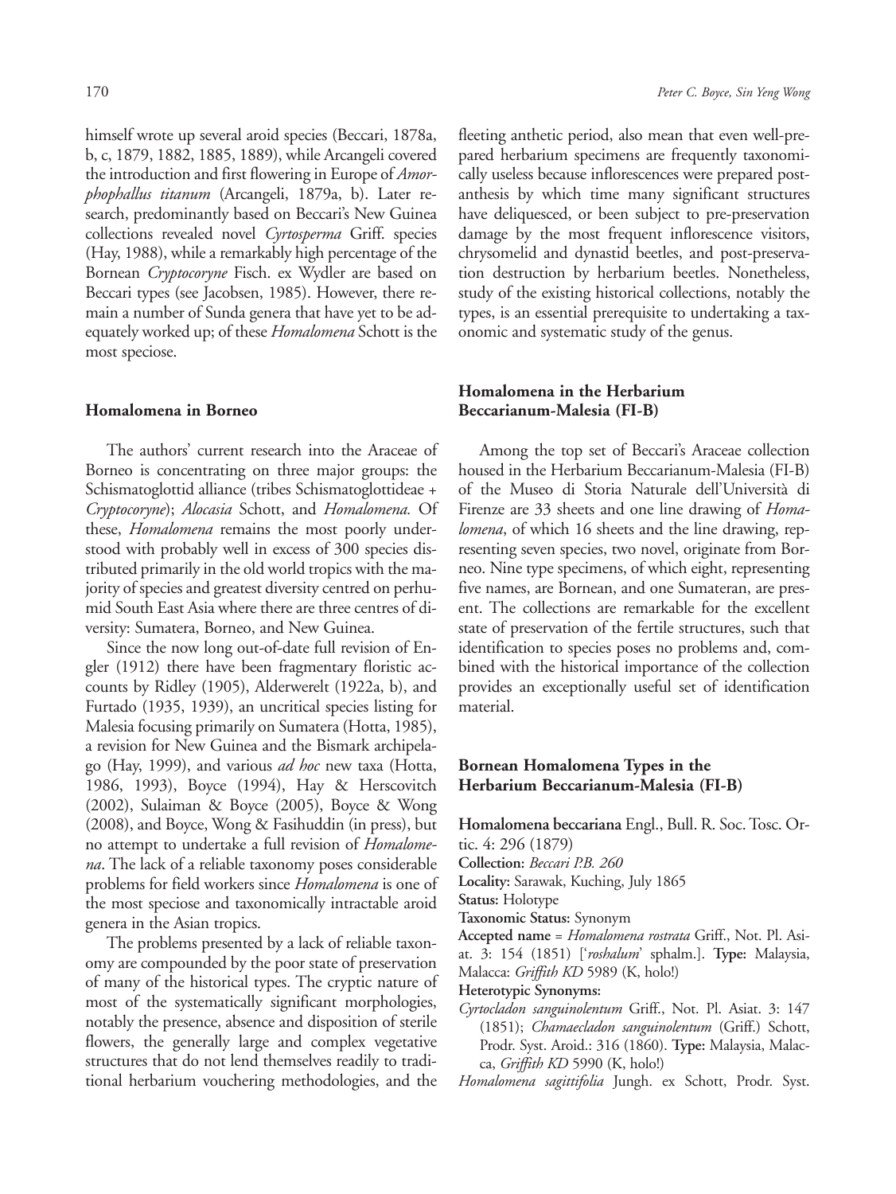himself wrote up several aroid species (Beccari, 1878a, b, c, 1879, 1882, 1885, 1889), while Arcangeli covered the introduction and first flowering in Europe of *Amorphophallus titanum* (Arcangeli, 1879a, b). Later research, predominantly based on Beccari's New Guinea collections revealed novel *Cyrtosperma* Griff. species (Hay, 1988), while a remarkably high percentage of the Bornean *Cryptocoryne* Fisch. ex Wydler are based on Beccari types (see Jacobsen, 1985). However, there remain a number of Sunda genera that have yet to be adequately worked up; of these *Homalomena* Schott is the most speciose.

## Homalomena in Borneo

The authors' current research into the Araceae of Borneo is concentrating on three major groups: the Schismatoglottid alliance (tribes Schismatoglottideae + *Cryptocoryne*); *Alocasia* Schott, and *Homalomena.* Of these, *Homalomena* remains the most poorly understood with probably well in excess of 300 species distributed primarily in the old world tropics with the majority of species and greatest diversity centred on perhumid South East Asia where there are three centres of diversity: Sumatera, Borneo, and New Guinea.

Since the now long out-of-date full revision of Engler (1912) there have been fragmentary floristic accounts by Ridley (1905), Alderwerelt (1922a, b), and Furtado (1935, 1939), an uncritical species listing for Malesia focusing primarily on Sumatera (Hotta, 1985), a revision for New Guinea and the Bismark archipelago (Hay, 1999), and various *ad hoc* new taxa (Hotta, 1986, 1993), Boyce (1994), Hay & Herscovitch (2002), Sulaiman & Boyce (2005), Boyce & Wong (2008), and Boyce, Wong & Fasihuddin (in press), but no attempt to undertake a full revision of *Homalomena*. The lack of a reliable taxonomy poses considerable problems for field workers since *Homalomena* is one of the most speciose and taxonomically intractable aroid genera in the Asian tropics.

The problems presented by a lack of reliable taxonomy are compounded by the poor state of preservation of many of the historical types. The cryptic nature of most of the systematically significant morphologies, notably the presence, absence and disposition of sterile flowers, the generally large and complex vegetative structures that do not lend themselves readily to traditional herbarium vouchering methodologies, and the fleeting anthetic period, also mean that even well-prepared herbarium specimens are frequently taxonomically useless because inflorescences were prepared post-anthesis by which time many significant structures have deliquesced, or been subject to pre-preservation damage by the most frequent inflorescence visitors, chrysomelid and dynastid beetles, and post-preservation destruction by herbarium beetles. Nonetheless, study of the existing historical collections, notably the types, is an essential prerequisite to undertaking a taxonomic and systematic study of the genus.

## Homalomena in the Herbarium Beccarianum-Malesia (FI-B)

Among the top set of Beccari's Araceae collection housed in the Herbarium Beccarianum-Malesia (FI-B) of the Museo di Storia Naturale dell'Università di Firenze are 33 sheets and one line drawing of *Homalomena*, of which 16 sheets and the line drawing, representing seven species, two novel, originate from Borneo. Nine type specimens, of which eight, representing five names, are Bornean, and one Sumateran, are present. The collections are remarkable for the excellent state of preservation of the fertile structures, such that identification to species poses no problems and, combined with the historical importance of the collection provides an exceptionally useful set of identification material.

## Bornean Homalomena Types in the Herbarium Beccarianum-Malesia (FI-B)

**Homalomena beccariana** Engl., Bull. R. Soc. Tosc. Ortic. 4: 296 (1879)

**Collection:** *Beccari P.B. 260*

**Locality:** Sarawak, Kuching, July 1865

**Status:** Holotype

**Taxonomic Status:** Synonym

**Accepted name** = *Homalomena rostrata* Griff., Not. Pl. Asiat. 3: 154 (1851) [‘*roshalum*’ sphalm.]. **Type:** Malaysia, Malacca: *Griffith KD* 5989 (K, holo!)

**Heterotypic Synonyms:**

*Cyrtocladon sanguinolentum* Griff., Not. Pl. Asiat. 3: 147 (1851); *Chamaecladon sanguinolentum* (Griff.) Schott, Prodr. Syst. Aroid.: 316 (1860). **Type:** Malaysia, Malacca, *Griffith KD* 5990 (K, holo!)

*Homalomena sagittifolia* Jungh. ex Schott, Prodr. Syst.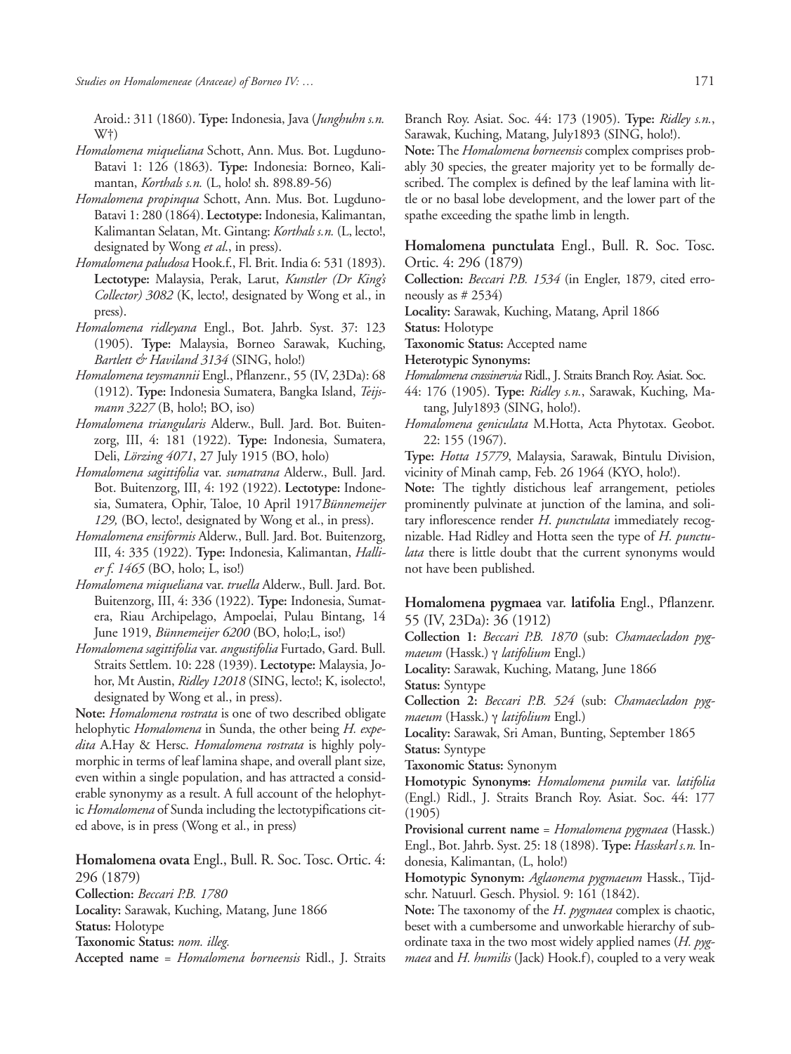Aroid.: 311 (1860). **Type:** Indonesia, Java (*Junghuhn s.n.* W†)

*Homalomena miqueliana* Schott, Ann. Mus. Bot. Lugduno-Batavi 1: 126 (1863). **Type:** Indonesia: Borneo, Kalimantan, *Korthals s.n.* (L, holo! sh. 898.89-56)

*Homalomena propinqua* Schott, Ann. Mus. Bot. Lugduno-Batavi 1: 280 (1864). **Lectotype:** Indonesia, Kalimantan, Kalimantan Selatan, Mt. Gintang: *Korthals s.n.* (L, lecto!, designated by Wong *et al*., in press).

*Homalomena paludosa* Hook.f., Fl. Brit. India 6: 531 (1893). **Lectotype:** Malaysia, Perak, Larut, *Kunstler (Dr King's Collector) 3082* (K, lecto!, designated by Wong et al., in press).

*Homalomena ridleyana* Engl., Bot. Jahrb. Syst. 37: 123 (1905). **Type:** Malaysia, Borneo Sarawak, Kuching, *Bartlett & Haviland 3134* (SING, holo!)

*Homalomena teysmannii* Engl., Pflanzenr., 55 (IV, 23Da): 68 (1912). **Type:** Indonesia Sumatera, Bangka Island, *Teijsmann 3227* (B, holo!; BO, iso)

*Homalomena triangularis* Alderw., Bull. Jard. Bot. Buitenzorg, III, 4: 181 (1922). **Type:** Indonesia, Sumatera, Deli, *Lörzing 4071*, 27 July 1915 (BO, holo)

*Homalomena sagittifolia* var. *sumatrana* Alderw., Bull. Jard. Bot. Buitenzorg, III, 4: 192 (1922). **Lectotype:** Indonesia, Sumatera, Ophir, Taloe, 10 April 1917 *Bünnemeijer 129,* (BO, lecto!, designated by Wong et al., in press).

*Homalomena ensiformis* Alderw., Bull. Jard. Bot. Buitenzorg, III, 4: 335 (1922). **Type:** Indonesia, Kalimantan, *Hallier f. 1465* (BO, holo; L, iso!)

*Homalomena miqueliana* var. *truella* Alderw., Bull. Jard. Bot. Buitenzorg, III, 4: 336 (1922). **Type:** Indonesia, Sumatera, Riau Archipelago, Ampoelai, Pulau Bintang, 14 June 1919, *Bünnemeijer 6200* (BO, holo;L, iso!)

*Homalomena sagittifolia* var. *angustifolia* Furtado, Gard. Bull. Straits Settlem. 10: 228 (1939). **Lectotype:** Malaysia, Johor, Mt Austin, *Ridley 12018* (SING, lecto!; K, isolecto!, designated by Wong et al., in press).

**Note:** *Homalomena rostrata* is one of two described obligate helophytic *Homalomena* in Sunda, the other being *H. expedita* A.Hay & Hersc. *Homalomena rostrata* is highly polymorphic in terms of leaf lamina shape, and overall plant size, even within a single population, and has attracted a considerable synonymy as a result. A full account of the helophytic *Homalomena* of Sunda including the lectotypifications cited above, is in press (Wong et al., in press)

**Homalomena ovata** Engl., Bull. R. Soc. Tosc. Ortic. 4: 296 (1879)

**Collection:** *Beccari P.B. 1780*

**Locality:** Sarawak, Kuching, Matang, June 1866

**Status:** Holotype

**Taxonomic Status:** *nom. illeg.*

**Accepted name** = *Homalomena borneensis* Ridl., J. Straits Branch Roy. Asiat. Soc. 44: 173 (1905). **Type:** *Ridley s.n.*, Sarawak, Kuching, Matang, July1893 (SING, holo!).

**Note:** The *Homalomena borneensis* complex comprises probably 30 species, the greater majority yet to be formally described. The complex is defined by the leaf lamina with little or no basal lobe development, and the lower part of the spathe exceeding the spathe limb in length.

**Homalomena punctulata** Engl., Bull. R. Soc. Tosc. Ortic. 4: 296 (1879)

**Collection:** *Beccari P.B. 1534* (in Engler, 1879, cited erroneously as # 2534)

**Locality:** Sarawak, Kuching, Matang, April 1866

**Status:** Holotype

**Taxonomic Status:** Accepted name

**Heterotypic Synonyms:**

*Homalomena crassinervia* Ridl., J. Straits Branch Roy. Asiat. Soc. 44: 176 (1905). **Type:** *Ridley s.n.*, Sarawak, Kuching, Matang, July1893 (SING, holo!).

*Homalomena geniculata* M.Hotta, Acta Phytotax. Geobot. 22: 155 (1967).

**Type:** *Hotta 15779*, Malaysia, Sarawak, Bintulu Division, vicinity of Minah camp, Feb. 26 1964 (KYO, holo!).

**Note:** The tightly distichous leaf arrangement, petioles prominently pulvinate at junction of the lamina, and solitary inflorescence render *H. punctulata* immediately recognizable. Had Ridley and Hotta seen the type of *H. punctulata* there is little doubt that the current synonyms would not have been published.

**Homalomena pygmaea** var. **latifolia** Engl., Pflanzenr. 55 (IV, 23Da): 36 (1912)

**Collection 1:** *Beccari P.B. 1870* (sub: *Chamaecladon pygmaeum* (Hassk.) γ *latifolium* Engl.)

**Locality:** Sarawak, Kuching, Matang, June 1866

**Status:** Syntype

**Collection 2:** *Beccari P.B. 524* (sub: *Chamaecladon pygmaeum* (Hassk.) γ *latifolium* Engl.)

**Locality:** Sarawak, Sri Aman, Bunting, September 1865

**Status:** Syntype

**Taxonomic Status:** Synonym

**Homotypic Synonyms:** *Homalomena pumila* var. *latifolia* (Engl.) Ridl., J. Straits Branch Roy. Asiat. Soc. 44: 177 (1905)

**Provisional current name** = *Homalomena pygmaea* (Hassk.) Engl., Bot. Jahrb. Syst. 25: 18 (1898). **Type:** *Hasskarl s.n.* Indonesia, Kalimantan, (L, holo!)

**Homotypic Synonym:** *Aglaonema pygmaeum* Hassk., Tijdschr. Natuurl. Gesch. Physiol. 9: 161 (1842).

**Note:** The taxonomy of the *H. pygmaea* complex is chaotic, beset with a cumbersome and unworkable hierarchy of subordinate taxa in the two most widely applied names (*H. pygmaea* and *H. humilis* (Jack) Hook.f), coupled to a very weak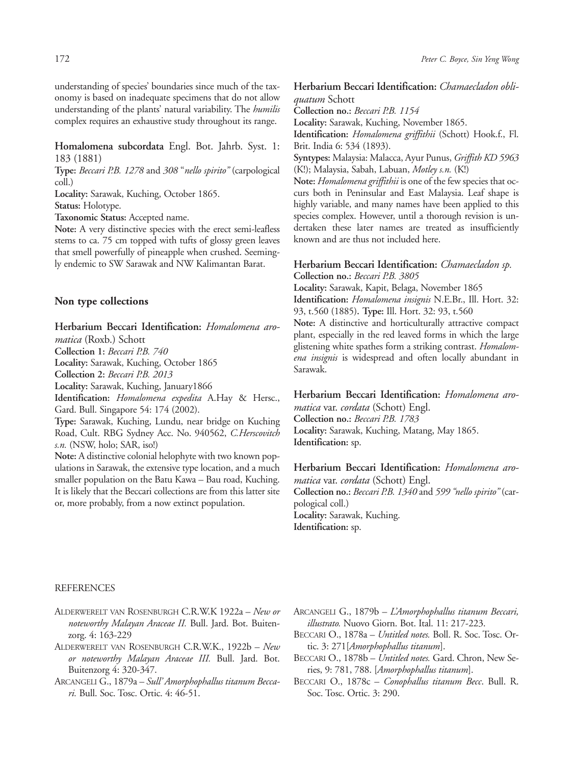understanding of species' boundaries since much of the taxonomy is based on inadequate specimens that do not allow understanding of the plants' natural variability. The *humilis* complex requires an exhaustive study throughout its range.

**Homalomena subcordata** Engl. Bot. Jahrb. Syst. 1: 183 (1881)
**Type:** *Beccari P.B. 1278* and *308* "*nello spirito"* (carpological coll.)
**Locality:** Sarawak, Kuching, October 1865.
**Status:** Holotype.
**Taxonomic Status:** Accepted name.
**Note:** A very distinctive species with the erect semi-leafless stems to ca. 75 cm topped with tufts of glossy green leaves that smell powerfully of pineapple when crushed. Seemingly endemic to SW Sarawak and NW Kalimantan Barat.

## Non type collections

**Herbarium Beccari Identification:** *Homalomena aromatica* (Roxb.) Schott
**Collection 1:** *Beccari P.B. 740*
**Locality:** Sarawak, Kuching, October 1865
**Collection 2:** *Beccari P.B. 2013*
**Locality:** Sarawak, Kuching, January1866
**Identification:** *Homalomena expedita* A.Hay & Hersc., Gard. Bull. Singapore 54: 174 (2002).
**Type:** Sarawak, Kuching, Lundu, near bridge on Kuching Road, Cult. RBG Sydney Acc. No. 940562, *C.Herscovitch s.n.* (NSW, holo; SAR, iso!)
**Note:** A distinctive colonial helophyte with two known populations in Sarawak, the extensive type location, and a much smaller population on the Batu Kawa – Bau road, Kuching. It is likely that the Beccari collections are from this latter site or, more probably, from a now extinct population.

**Herbarium Beccari Identification:** *Chamaecladon obliquatum* Schott
**Collection no.:** *Beccari P.B. 1154*
**Locality:** Sarawak, Kuching, November 1865.
**Identification:** *Homalomena griffithii* (Schott) Hook.f., Fl. Brit. India 6: 534 (1893).
**Syntypes:** Malaysia: Malacca, Ayur Punus, *Griffith KD 5963* (K!); Malaysia, Sabah, Labuan, *Motley s.n.* (K!)
**Note:** *Homalomena griffithii* is one of the few species that occurs both in Peninsular and East Malaysia. Leaf shape is highly variable, and many names have been applied to this species complex. However, until a thorough revision is undertaken these later names are treated as insufficiently known and are thus not included here.

**Herbarium Beccari Identification:** *Chamaecladon sp.*
**Collection no.:** *Beccari P.B. 3805*
**Locality:** Sarawak, Kapit, Belaga, November 1865
**Identification:** *Homalomena insignis* N.E.Br., Ill. Hort. 32: 93, t.560 (1885)**. Type:** Ill. Hort. 32: 93, t.560
**Note:** A distinctive and horticulturally attractive compact plant, especially in the red leaved forms in which the large glistening white spathes form a striking contrast. *Homalomena insignis* is widespread and often locally abundant in Sarawak.

**Herbarium Beccari Identification:** *Homalomena aromatica* var. *cordata* (Schott) Engl.
**Collection no.:** *Beccari P.B. 1783*
**Locality:** Sarawak, Kuching, Matang, May 1865.
**Identification:** sp.

**Herbarium Beccari Identification:** *Homalomena aromatica* var. *cordata* (Schott) Engl.
**Collection no.:** *Beccari P.B. 1340* and *599 "nello spirito"* (carpological coll.)
**Locality:** Sarawak, Kuching.
**Identification:** sp.

## REFERENCES

Alderwerelt van Rosenburgh C.R.W.K 1922a – *New or noteworthy Malayan Araceae II.* Bull. Jard. Bot. Buitenzorg. 4: 163-229

Alderwerelt van Rosenburgh C.R.W.K., 1922b – *New or noteworthy Malayan Araceae III.* Bull. Jard. Bot. Buitenzorg 4: 320-347.

Arcangeli G., 1879a – *Sull' Amorphophallus titanum Beccari.* Bull. Soc. Tosc. Ortic. 4: 46-51.

Arcangeli G., 1879b – *L'Amorphophallus titanum Beccari, illustrato.* Nuovo Giorn. Bot. Ital. 11: 217-223.

Beccari O., 1878a – *Untitled notes.* Boll. R. Soc. Tosc. Ortic. 3: 271[*Amorphophallus titanum*].

Beccari O., 1878b – *Untitled notes.* Gard. Chron, New Series, 9: 781, 788. [*Amorphophallus titanum*].

Beccari O., 1878c – *Conophallus titanum Becc*. Bull. R. Soc. Tosc. Ortic. 3: 290.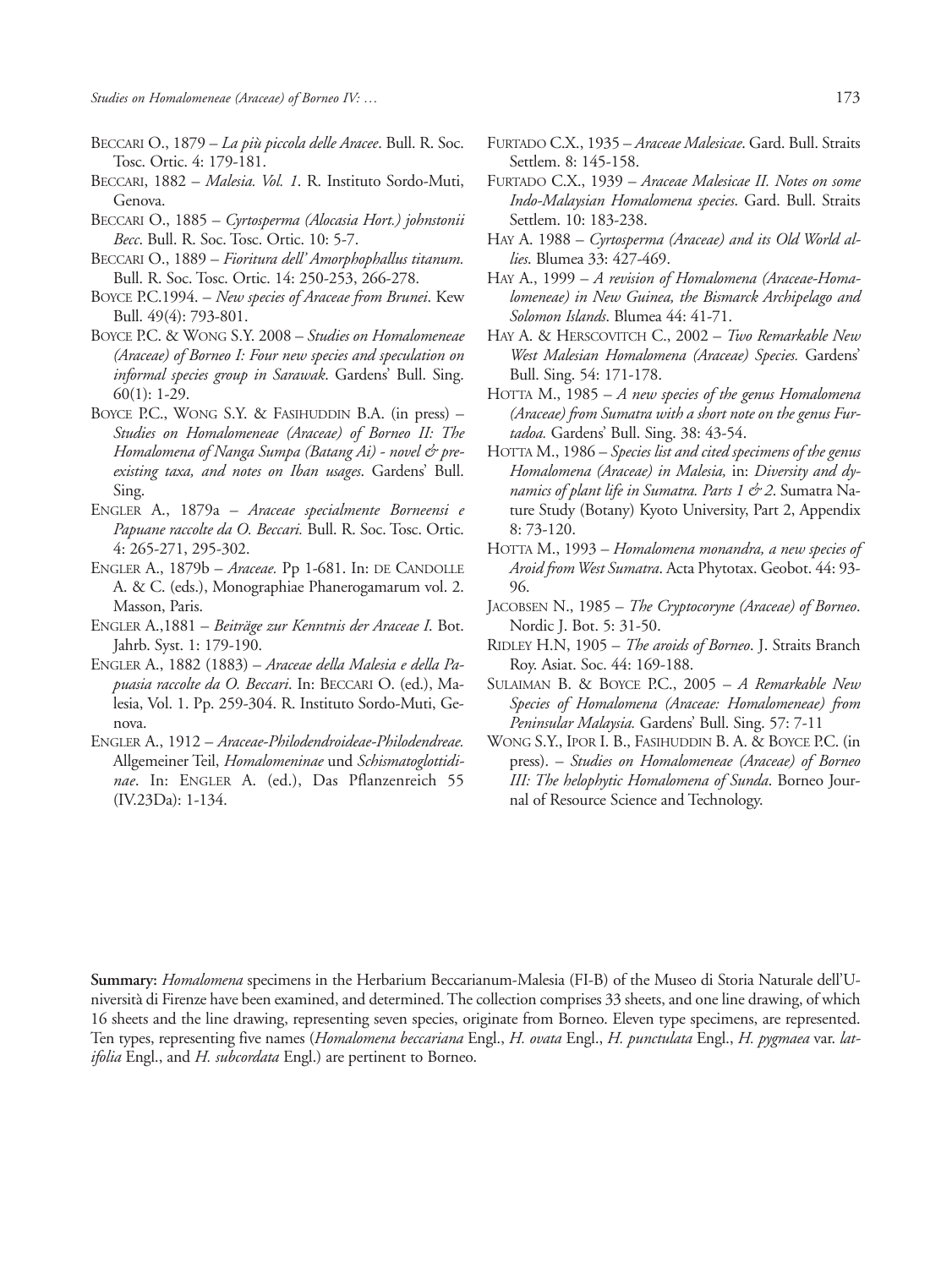BECCARI O., 1879 – *La più piccola delle Aracee*. Bull. R. Soc. Tosc. Ortic. 4: 179-181.

BECCARI, 1882 – *Malesia. Vol. 1*. R. Instituto Sordo-Muti, Genova.

BECCARI O., 1885 – *Cyrtosperma (Alocasia Hort.) johnstonii Becc*. Bull. R. Soc. Tosc. Ortic. 10: 5-7.

BECCARI O., 1889 – *Fioritura dell' Amorphophallus titanum.* Bull. R. Soc. Tosc. Ortic. 14: 250-253, 266-278.

BOYCE P.C.1994. – *New species of Araceae from Brunei*. Kew Bull. 49(4): 793-801.

BOYCE P.C. & WONG S.Y. 2008 – *Studies on Homalomeneae (Araceae) of Borneo I: Four new species and speculation on informal species group in Sarawak*. Gardens' Bull. Sing. 60(1): 1-29.

BOYCE P.C., WONG S.Y. & FASIHUDDIN B.A. (in press) – *Studies on Homalomeneae (Araceae) of Borneo II: The Homalomena of Nanga Sumpa (Batang Ai) - novel & pre-existing taxa, and notes on Iban usages*. Gardens' Bull. Sing.

ENGLER A., 1879a – *Araceae specialmente Borneensi e Papuane raccolte da O. Beccari.* Bull. R. Soc. Tosc. Ortic. 4: 265-271, 295-302.

ENGLER A., 1879b – *Araceae.* Pp 1-681. In: DE CANDOLLE A. & C. (eds.), Monographiae Phanerogamarum vol. 2. Masson, Paris.

ENGLER A.,1881 – *Beiträge zur Kenntnis der Araceae I*. Bot. Jahrb. Syst. 1: 179-190.

ENGLER A., 1882 (1883) – *Araceae della Malesia e della Papuasia raccolte da O. Beccari*. In: BECCARI O. (ed.), Malesia, Vol. 1. Pp. 259-304. R. Instituto Sordo-Muti, Genova.

ENGLER A., 1912 – *Araceae-Philodendroideae-Philodendreae.* Allgemeiner Teil, *Homalomeninae* und *Schismatoglottidinae*. In: ENGLER A. (ed.), Das Pflanzenreich 55 (IV.23Da): 1-134.

FURTADO C.X., 1935 – *Araceae Malesicae*. Gard. Bull. Straits Settlem. 8: 145-158.

FURTADO C.X., 1939 – *Araceae Malesicae II. Notes on some Indo-Malaysian Homalomena species*. Gard. Bull. Straits Settlem. 10: 183-238.

HAY A. 1988 – *Cyrtosperma (Araceae) and its Old World allies*. Blumea 33: 427-469.

HAY A., 1999 – *A revision of Homalomena (Araceae-Homalomeneae) in New Guinea, the Bismarck Archipelago and Solomon Islands*. Blumea 44: 41-71.

HAY A. & HERSCOVITCH C., 2002 – *Two Remarkable New West Malesian Homalomena (Araceae) Species.* Gardens' Bull. Sing. 54: 171-178.

HOTTA M., 1985 – *A new species of the genus Homalomena (Araceae) from Sumatra with a short note on the genus Furtadoa.* Gardens' Bull. Sing. 38: 43-54.

HOTTA M., 1986 – *Species list and cited specimens of the genus Homalomena (Araceae) in Malesia,* in: *Diversity and dynamics of plant life in Sumatra. Parts 1 & 2*. Sumatra Nature Study (Botany) Kyoto University, Part 2, Appendix 8: 73-120.

HOTTA M., 1993 – *Homalomena monandra, a new species of Aroid from West Sumatra*. Acta Phytotax. Geobot. 44: 93-96.

JACOBSEN N., 1985 – *The Cryptocoryne (Araceae) of Borneo*. Nordic J. Bot. 5: 31-50.

RIDLEY H.N, 1905 – *The aroids of Borneo*. J. Straits Branch Roy. Asiat. Soc. 44: 169-188.

SULAIMAN B. & BOYCE P.C., 2005 – *A Remarkable New Species of Homalomena (Araceae: Homalomeneae) from Peninsular Malaysia.* Gardens' Bull. Sing. 57: 7-11

WONG S.Y., IPOR I. B., FASIHUDDIN B. A. & BOYCE P.C. (in press). – *Studies on Homalomeneae (Araceae) of Borneo III: The helophytic Homalomena of Sunda*. Borneo Journal of Resource Science and Technology.

**Summary:** *Homalomena* specimens in the Herbarium Beccarianum-Malesia (FI-B) of the Museo di Storia Naturale dell'Università di Firenze have been examined, and determined. The collection comprises 33 sheets, and one line drawing, of which 16 sheets and the line drawing, representing seven species, originate from Borneo. Eleven type specimens, are represented. Ten types, representing five names (*Homalomena beccariana* Engl., *H. ovata* Engl., *H. punctulata* Engl., *H. pygmaea* var. *latifolia* Engl., and *H. subcordata* Engl.) are pertinent to Borneo.